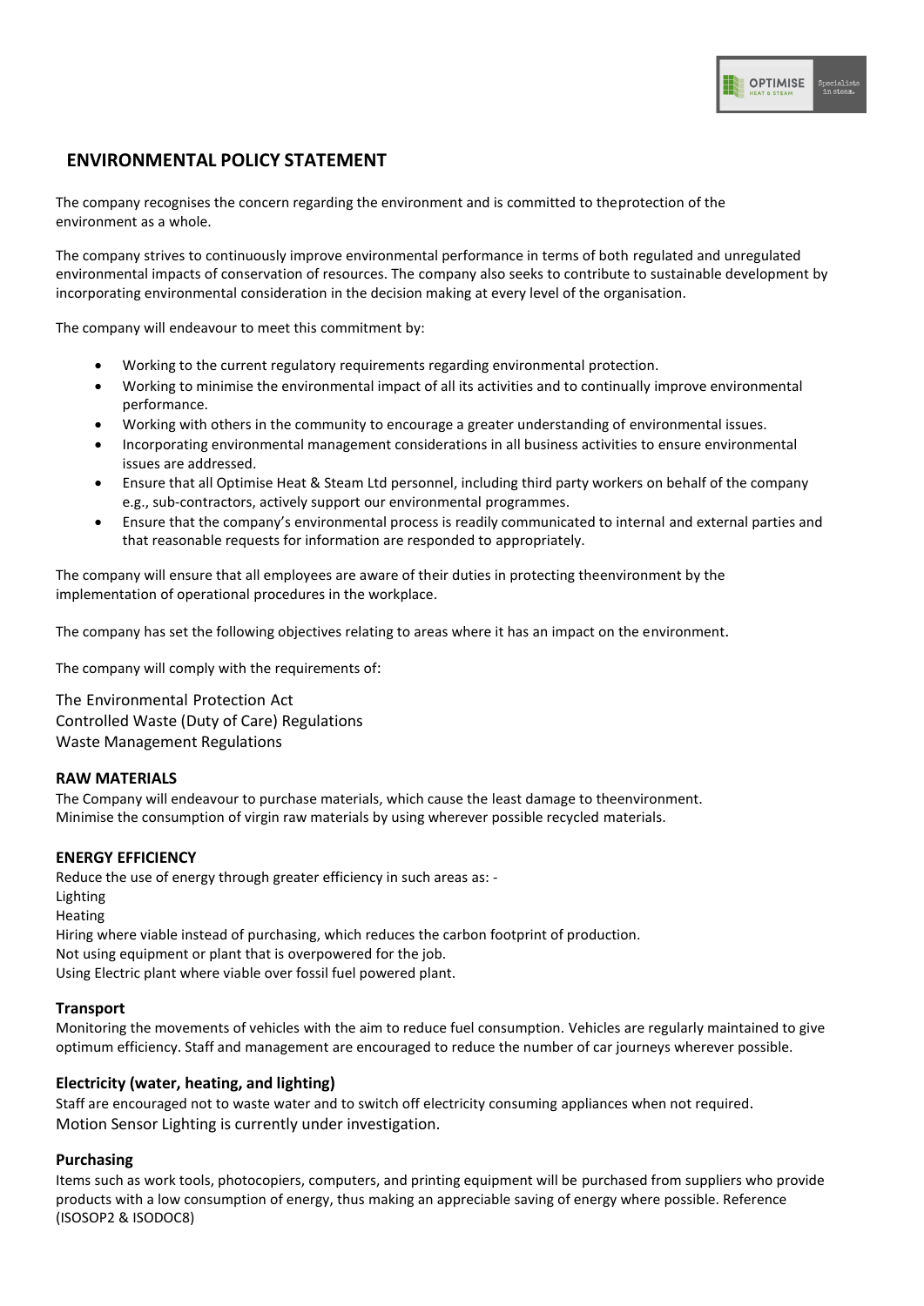## ENVIRONMENTAL POLICY STATEMENT

The company recognises the concern regarding the environment and is committed to theprotection of the environment as a whole.

The company strives to continuously improve environmental performance in terms of both regulated and unregulated environmental impacts of conservation of resources. The company also seeks to contribute to sustainable development by incorporating environmental consideration in the decision making at every level of the organisation.

The company will endeavour to meet this commitment by:

- Working to the current regulatory requirements regarding environmental protection.
- Working to minimise the environmental impact of all its activities and to continually improve environmental performance.
- Working with others in the community to encourage a greater understanding of environmental issues.
- Incorporating environmental management considerations in all business activities to ensure environmental issues are addressed.
- Ensure that all Optimise Heat & Steam Ltd personnel, including third party workers on behalf of the company e.g., sub-contractors, actively support our environmental programmes.
- Ensure that the company's environmental process is readily communicated to internal and external parties and that reasonable requests for information are responded to appropriately.

The company will ensure that all employees are aware of their duties in protecting theenvironment by the implementation of operational procedures in the workplace.

The company has set the following objectives relating to areas where it has an impact on the environment.

The company will comply with the requirements of:

The Environmental Protection Act
Controlled Waste (Duty of Care) Regulations
Waste Management Regulations

### RAW MATERIALS

The Company will endeavour to purchase materials, which cause the least damage to theenvironment.
Minimise the consumption of virgin raw materials by using wherever possible recycled materials.

### ENERGY EFFICIENCY

Reduce the use of energy through greater efficiency in such areas as: -
Lighting
Heating
Hiring where viable instead of purchasing, which reduces the carbon footprint of production.
Not using equipment or plant that is overpowered for the job.
Using Electric plant where viable over fossil fuel powered plant.

### Transport

Monitoring the movements of vehicles with the aim to reduce fuel consumption. Vehicles are regularly maintained to give optimum efficiency. Staff and management are encouraged to reduce the number of car journeys wherever possible.

### Electricity (water, heating, and lighting)

Staff are encouraged not to waste water and to switch off electricity consuming appliances when not required.
Motion Sensor Lighting is currently under investigation.

### Purchasing

Items such as work tools, photocopiers, computers, and printing equipment will be purchased from suppliers who provide products with a low consumption of energy, thus making an appreciable saving of energy where possible. Reference (ISOSOP2 & ISODOC8)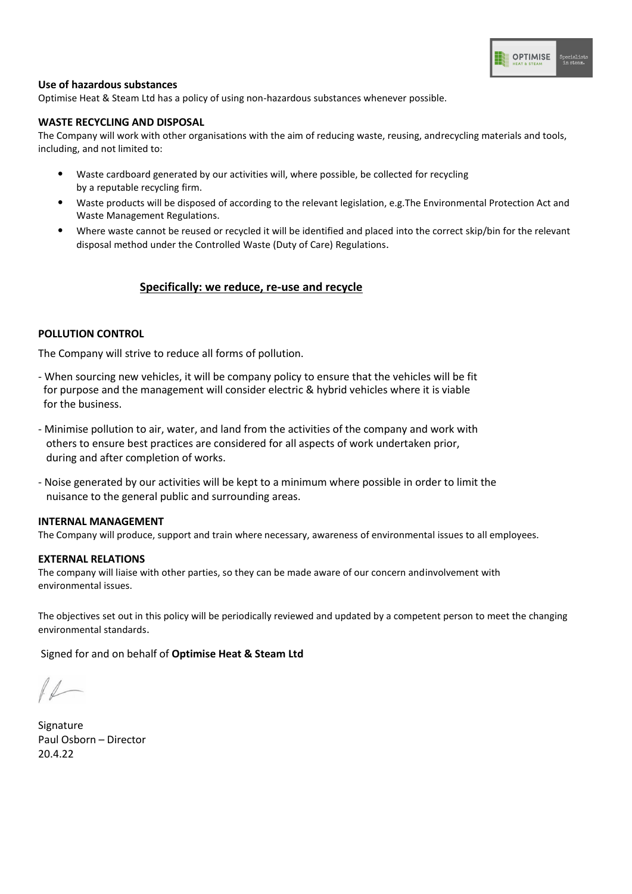**Use of hazardous substances**

Optimise Heat & Steam Ltd has a policy of using non-hazardous substances whenever possible.

**WASTE RECYCLING AND DISPOSAL**

The Company will work with other organisations with the aim of reducing waste, reusing, andrecycling materials and tools, including, and not limited to:

- Waste cardboard generated by our activities will, where possible, be collected for recycling by a reputable recycling firm.
- Waste products will be disposed of according to the relevant legislation, e.g.The Environmental Protection Act and Waste Management Regulations.
- Where waste cannot be reused or recycled it will be identified and placed into the correct skip/bin for the relevant disposal method under the Controlled Waste (Duty of Care) Regulations.

**Specifically: we reduce, re-use and recycle**

**POLLUTION CONTROL**

The Company will strive to reduce all forms of pollution.

- When sourcing new vehicles, it will be company policy to ensure that the vehicles will be fit for purpose and the management will consider electric & hybrid vehicles where it is viable for the business.
- Minimise pollution to air, water, and land from the activities of the company and work with others to ensure best practices are considered for all aspects of work undertaken prior, during and after completion of works.
- Noise generated by our activities will be kept to a minimum where possible in order to limit the nuisance to the general public and surrounding areas.

**INTERNAL MANAGEMENT**

The Company will produce, support and train where necessary, awareness of environmental issues to all employees.

**EXTERNAL RELATIONS**

The company will liaise with other parties, so they can be made aware of our concern andinvolvement with environmental issues.

The objectives set out in this policy will be periodically reviewed and updated by a competent person to meet the changing environmental standards.

Signed for and on behalf of **Optimise Heat & Steam Ltd**

Signature
Paul Osborn – Director
20.4.22